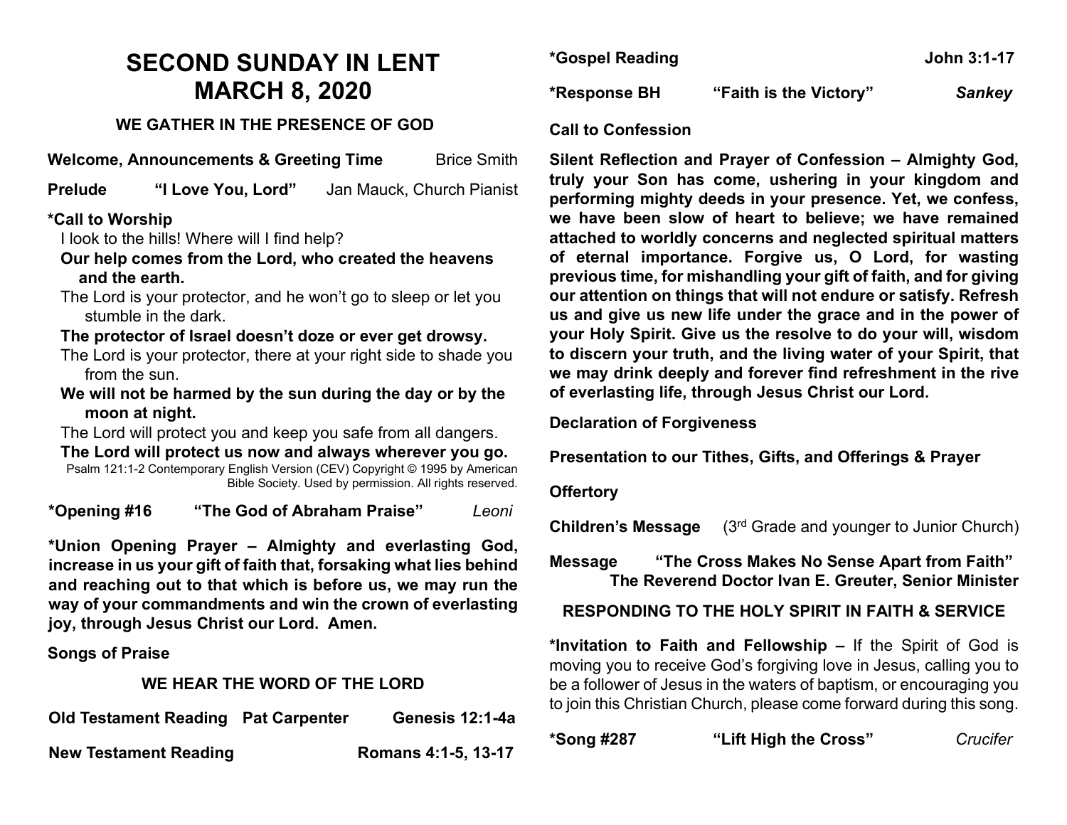# SECOND SUNDAY IN LENT
# MARCH 8, 2020

### WE GATHER IN THE PRESENCE OF GOD

**Welcome, Announcements & Greeting Time** Brice Smith

**Prelude** **"I Love You, Lord"** Jan Mauck, Church Pianist

**\*Call to Worship**

I look to the hills! Where will I find help?

**Our help comes from the Lord, who created the heavens and the earth.**

The Lord is your protector, and he won't go to sleep or let you stumble in the dark.

**The protector of Israel doesn't doze or ever get drowsy.**

The Lord is your protector, there at your right side to shade you from the sun.

**We will not be harmed by the sun during the day or by the moon at night.**

The Lord will protect you and keep you safe from all dangers.

**The Lord will protect us now and always wherever you go.**

Psalm 121:1-2 Contemporary English Version (CEV) Copyright © 1995 by American Bible Society. Used by permission. All rights reserved.

**\*Opening #16** **"The God of Abraham Praise"** *Leoni*

**\*Union Opening Prayer – Almighty and everlasting God, increase in us your gift of faith that, forsaking what lies behind and reaching out to that which is before us, we may run the way of your commandments and win the crown of everlasting joy, through Jesus Christ our Lord. Amen.**

**Songs of Praise**

### WE HEAR THE WORD OF THE LORD

**Old Testament Reading** **Pat Carpenter** **Genesis 12:1-4a**

**New Testament Reading** **Romans 4:1-5, 13-17**

**\*Gospel Reading** **John 3:1-17**

**\*Response BH** **"Faith is the Victory"** ***Sankey***

**Call to Confession**

**Silent Reflection and Prayer of Confession – Almighty God, truly your Son has come, ushering in your kingdom and performing mighty deeds in your presence. Yet, we confess, we have been slow of heart to believe; we have remained attached to worldly concerns and neglected spiritual matters of eternal importance. Forgive us, O Lord, for wasting previous time, for mishandling your gift of faith, and for giving our attention on things that will not endure or satisfy. Refresh us and give us new life under the grace and in the power of your Holy Spirit. Give us the resolve to do your will, wisdom to discern your truth, and the living water of your Spirit, that we may drink deeply and forever find refreshment in the rive of everlasting life, through Jesus Christ our Lord.**

**Declaration of Forgiveness**

**Presentation to our Tithes, Gifts, and Offerings & Prayer**

**Offertory**

**Children's Message** (3rd Grade and younger to Junior Church)

**Message** **"The Cross Makes No Sense Apart from Faith"**
**The Reverend Doctor Ivan E. Greuter, Senior Minister**

### RESPONDING TO THE HOLY SPIRIT IN FAITH & SERVICE

**\*Invitation to Faith and Fellowship –** If the Spirit of God is moving you to receive God's forgiving love in Jesus, calling you to be a follower of Jesus in the waters of baptism, or encouraging you to join this Christian Church, please come forward during this song.

**\*Song #287** **"Lift High the Cross"** *Crucifer*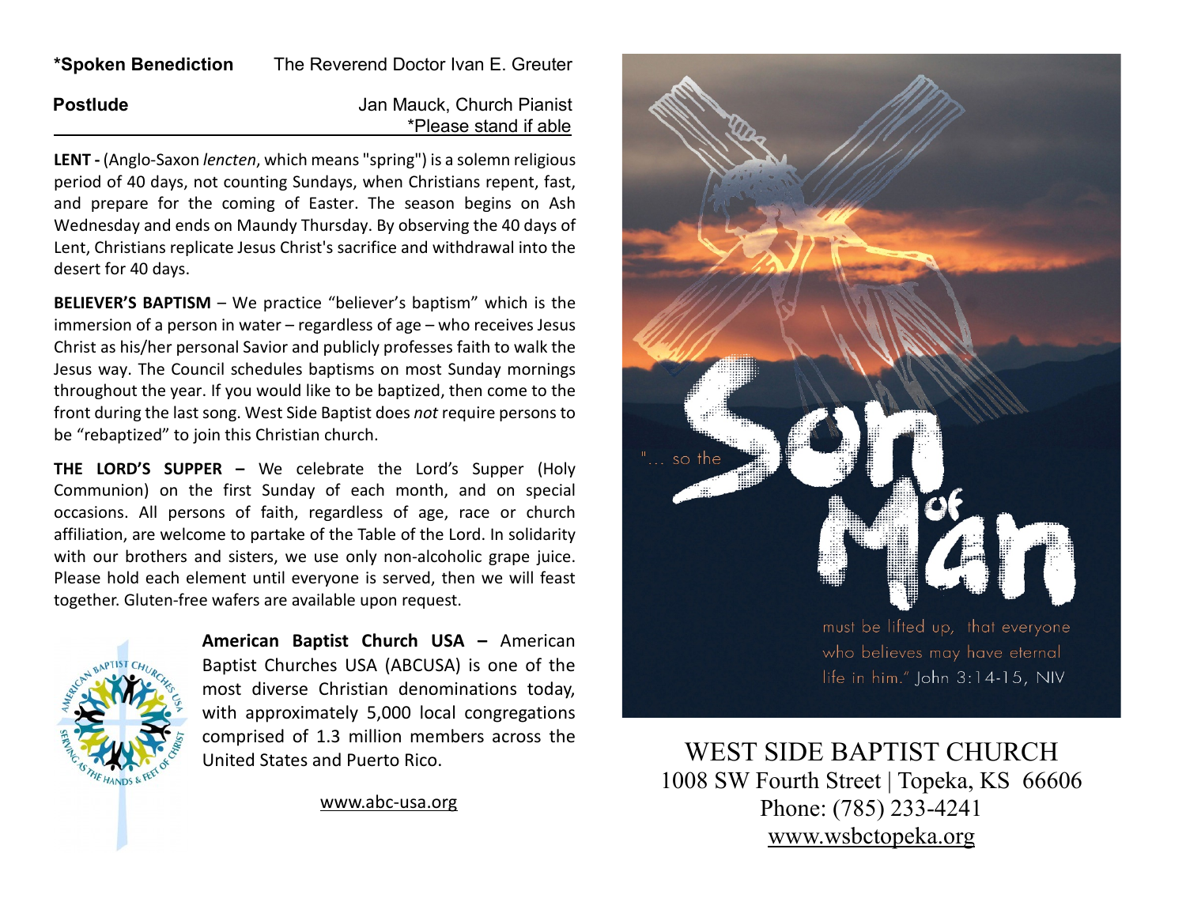**\*Spoken Benediction** The Reverend Doctor Ivan E. Greuter

**Postlude** Jan Mauck, Church Pianist

*Please stand if able

**LENT -** (Anglo-Saxon *lencten*, which means "spring") is a solemn religious period of 40 days, not counting Sundays, when Christians repent, fast, and prepare for the coming of Easter. The season begins on Ash Wednesday and ends on Maundy Thursday. By observing the 40 days of Lent, Christians replicate Jesus Christ's sacrifice and withdrawal into the desert for 40 days.

**BELIEVER'S BAPTISM** – We practice "believer's baptism" which is the immersion of a person in water – regardless of age – who receives Jesus Christ as his/her personal Savior and publicly professes faith to walk the Jesus way. The Council schedules baptisms on most Sunday mornings throughout the year. If you would like to be baptized, then come to the front during the last song. West Side Baptist does *not* require persons to be "rebaptized" to join this Christian church.

**THE LORD'S SUPPER –** We celebrate the Lord's Supper (Holy Communion) on the first Sunday of each month, and on special occasions. All persons of faith, regardless of age, race or church affiliation, are welcome to partake of the Table of the Lord. In solidarity with our brothers and sisters, we use only non-alcoholic grape juice. Please hold each element until everyone is served, then we will feast together. Gluten-free wafers are available upon request.

**American Baptist Church USA –** American Baptist Churches USA (ABCUSA) is one of the most diverse Christian denominations today, with approximately 5,000 local congregations comprised of 1.3 million members across the United States and Puerto Rico.

www.abc-usa.org

"... so the Son of Man must be lifted up, that everyone who believes may have eternal life in him." John 3:14-15, NIV

WEST SIDE BAPTIST CHURCH
1008 SW Fourth Street | Topeka, KS 66606
Phone: (785) 233-4241
www.wsbctopeka.org